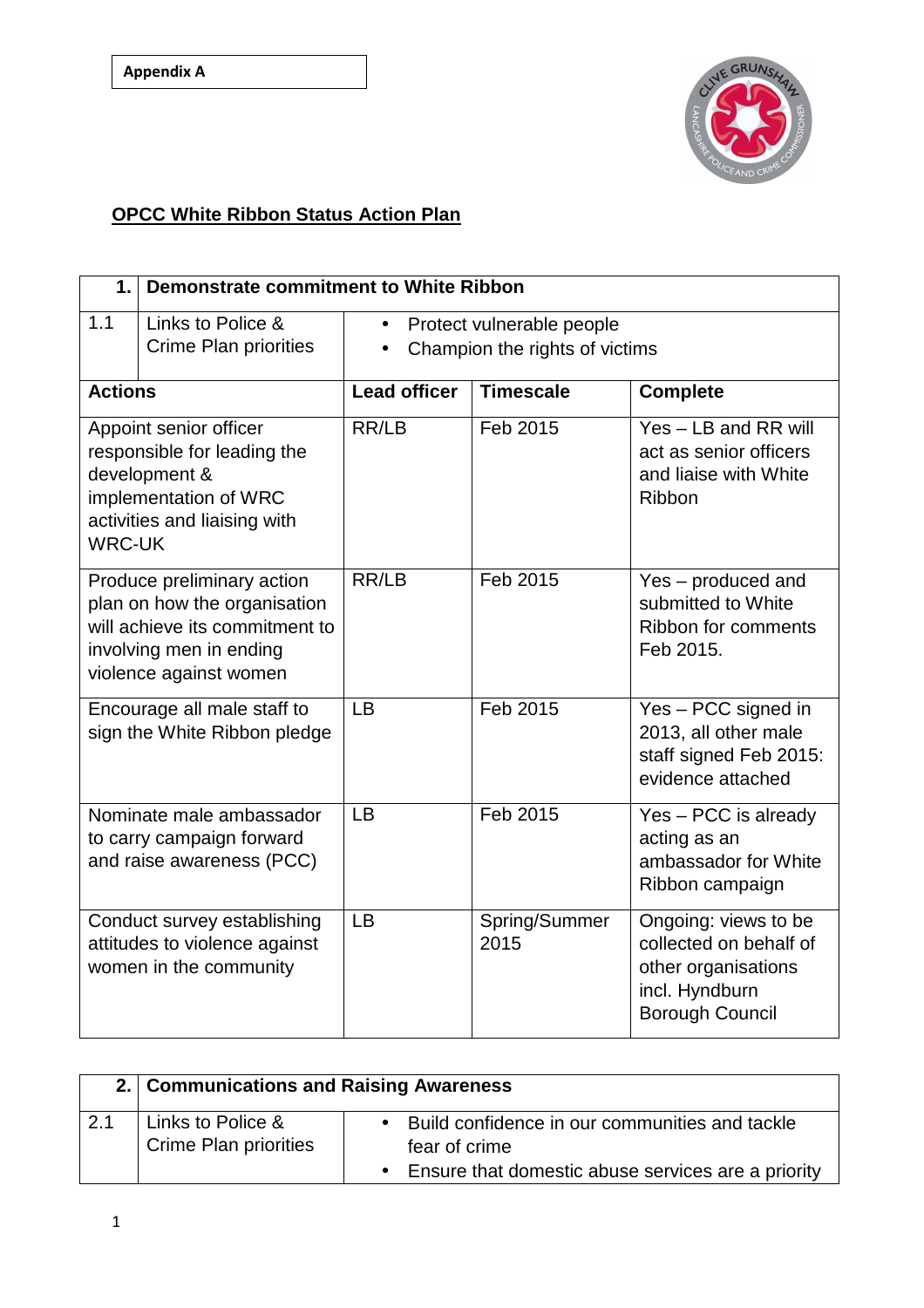Appendix A

## OPCC White Ribbon Status Action Plan

| 1. | Demonstrate commitment to White Ribbon | | | |
|---|---|---|---|---|
| 1.1 | Links to Police & Crime Plan priorities | • Protect vulnerable people<br>• Champion the rights of victims | | |
| **Actions** | | **Lead officer** | **Timescale** | **Complete** |
| Appoint senior officer responsible for leading the development & implementation of WRC activities and liaising with WRC-UK | | RR/LB | Feb 2015 | Yes – LB and RR will act as senior officers and liaise with White Ribbon |
| Produce preliminary action plan on how the organisation will achieve its commitment to involving men in ending violence against women | | RR/LB | Feb 2015 | Yes – produced and submitted to White Ribbon for comments Feb 2015. |
| Encourage all male staff to sign the White Ribbon pledge | | LB | Feb 2015 | Yes – PCC signed in 2013, all other male staff signed Feb 2015: evidence attached |
| Nominate male ambassador to carry campaign forward and raise awareness (PCC) | | LB | Feb 2015 | Yes – PCC is already acting as an ambassador for White Ribbon campaign |
| Conduct survey establishing attitudes to violence against women in the community | | LB | Spring/Summer 2015 | Ongoing: views to be collected on behalf of other organisations incl. Hyndburn Borough Council |

| 2. | Communications and Raising Awareness | |
|---|---|---|
| 2.1 | Links to Police & Crime Plan priorities | • Build confidence in our communities and tackle fear of crime<br>• Ensure that domestic abuse services are a priority |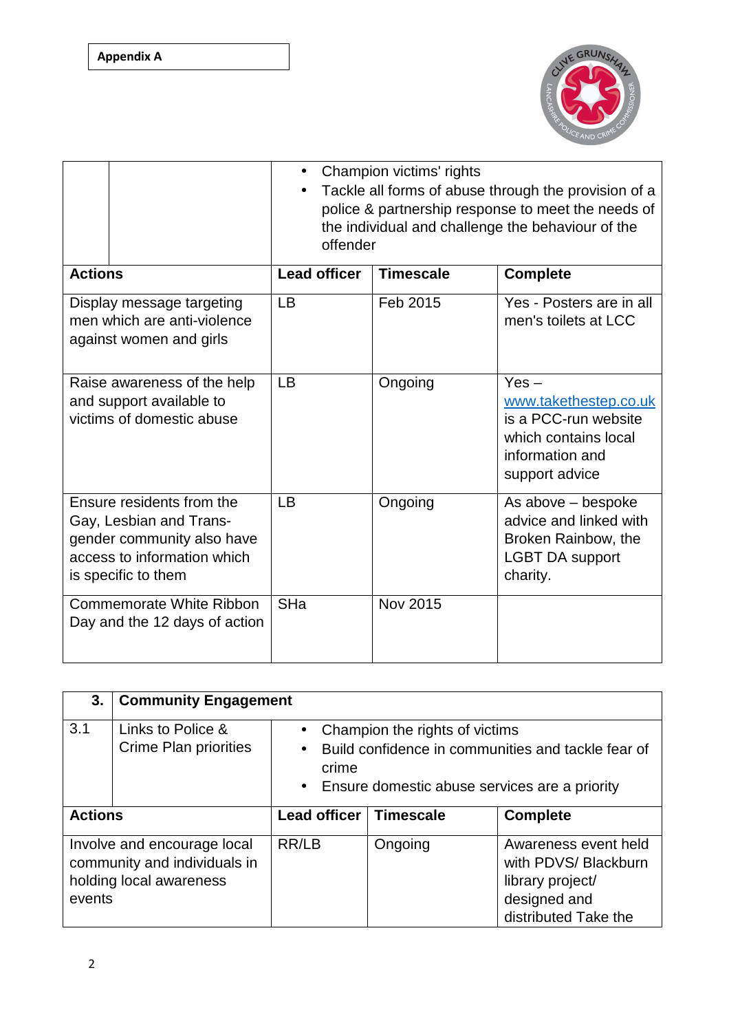**Appendix A**

| | | | | |
|---|---|---|---|---|
| | | • Champion victims' rights<br>• Tackle all forms of abuse through the provision of a police & partnership response to meet the needs of the individual and challenge the behaviour of the offender | | |
| **Actions** | | **Lead officer** | **Timescale** | **Complete** |
| Display message targeting men which are anti-violence against women and girls | | LB | Feb 2015 | Yes - Posters are in all men's toilets at LCC |
| Raise awareness of the help and support available to victims of domestic abuse | | LB | Ongoing | Yes – www.takethestep.co.uk is a PCC-run website which contains local information and support advice |
| Ensure residents from the Gay, Lesbian and Trans-gender community also have access to information which is specific to them | | LB | Ongoing | As above – bespoke advice and linked with Broken Rainbow, the LGBT DA support charity. |
| Commemorate White Ribbon Day and the 12 days of action | | SHa | Nov 2015 | |

| **3.** | **Community Engagement** | | | |
|---|---|---|---|---|
| 3.1 | Links to Police & Crime Plan priorities | • Champion the rights of victims<br>• Build confidence in communities and tackle fear of crime<br>• Ensure domestic abuse services are a priority | | |
| **Actions** | | **Lead officer** | **Timescale** | **Complete** |
| Involve and encourage local community and individuals in holding local awareness events | | RR/LB | Ongoing | Awareness event held with PDVS/ Blackburn library project/ designed and distributed Take the |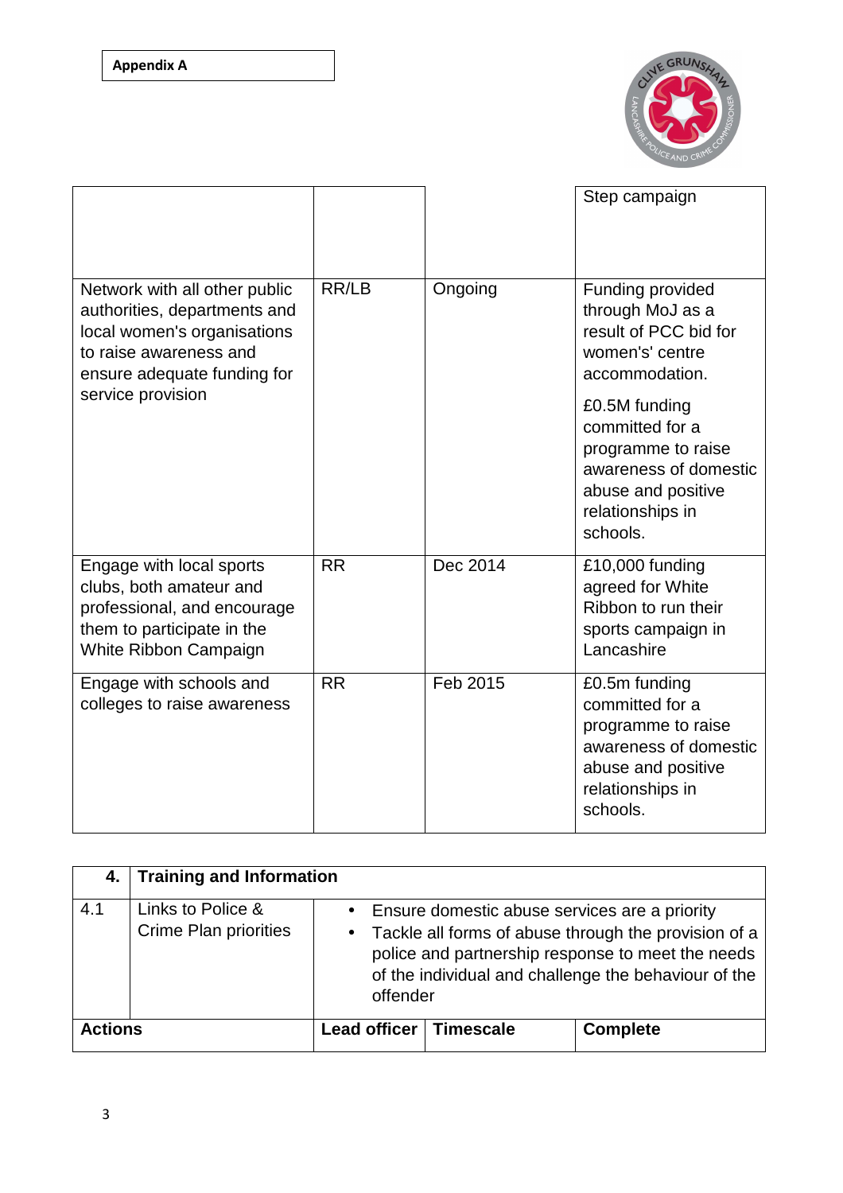**Appendix A**

| | | | |
|---|---|---|---|
| | | | Step campaign |
| Network with all other public authorities, departments and local women's organisations to raise awareness and ensure adequate funding for service provision | RR/LB | Ongoing | Funding provided through MoJ as a result of PCC bid for women's' centre accommodation.<br><br>£0.5M funding committed for a programme to raise awareness of domestic abuse and positive relationships in schools. |
| Engage with local sports clubs, both amateur and professional, and encourage them to participate in the White Ribbon Campaign | RR | Dec 2014 | £10,000 funding agreed for White Ribbon to run their sports campaign in Lancashire |
| Engage with schools and colleges to raise awareness | RR | Feb 2015 | £0.5m funding committed for a programme to raise awareness of domestic abuse and positive relationships in schools. |

| **4.** | **Training and Information** | | | |
|---|---|---|---|---|
| 4.1 | Links to Police & Crime Plan priorities | • Ensure domestic abuse services are a priority<br>• Tackle all forms of abuse through the provision of a police and partnership response to meet the needs of the individual and challenge the behaviour of the offender | | |
| **Actions** | | **Lead officer** | **Timescale** | **Complete** |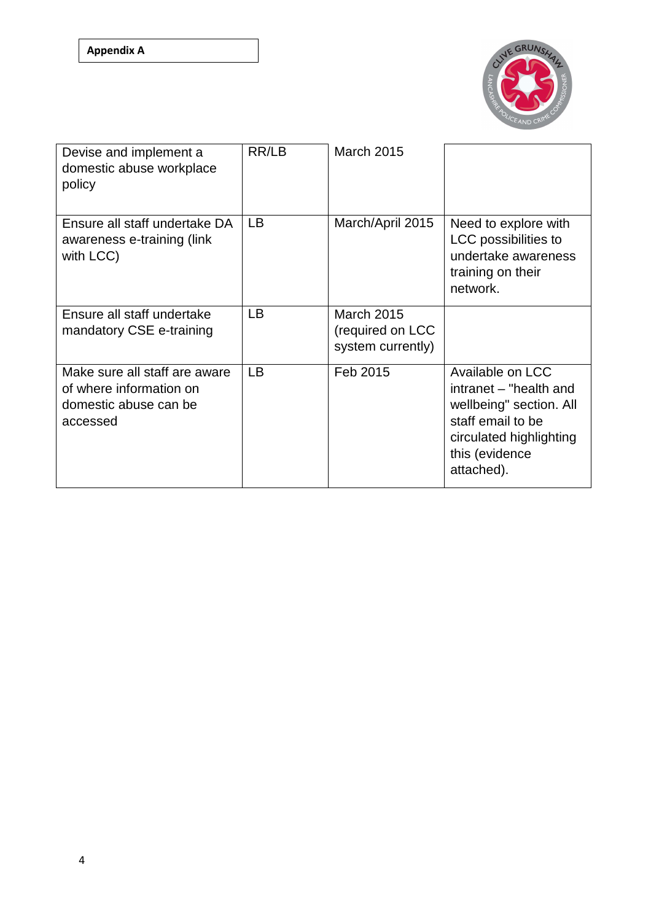**Appendix A**

| | | | |
|---|---|---|---|
| Devise and implement a domestic abuse workplace policy | RR/LB | March 2015 | |
| Ensure all staff undertake DA awareness e-training (link with LCC) | LB | March/April 2015 | Need to explore with LCC possibilities to undertake awareness training on their network. |
| Ensure all staff undertake mandatory CSE e-training | LB | March 2015 (required on LCC system currently) | |
| Make sure all staff are aware of where information on domestic abuse can be accessed | LB | Feb 2015 | Available on LCC intranet – "health and wellbeing" section. All staff email to be circulated highlighting this (evidence attached). |